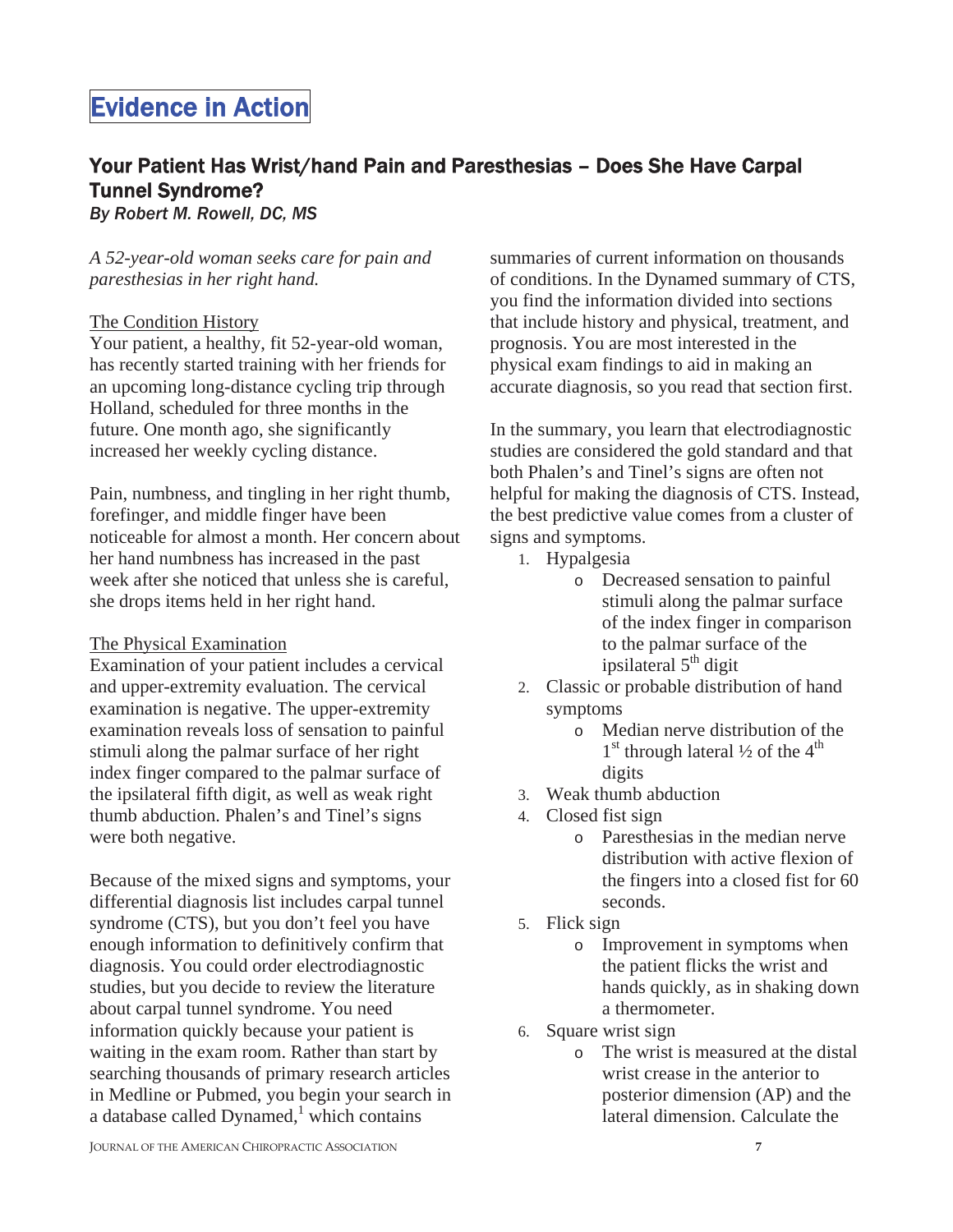# Evidence in Action

## Your Patient Has Wrist/hand Pain and Paresthesias – Does She Have Carpal Tunnel Syndrome?

*By Robert M. Rowell, DC, MS*

*A 52-year-old woman seeks care for pain and paresthesias in her right hand.*

The Condition History

Your patient, a healthy, fit 52-year-old woman, has recently started training with her friends for an upcoming long-distance cycling trip through Holland, scheduled for three months in the future. One month ago, she significantly increased her weekly cycling distance.

Pain, numbness, and tingling in her right thumb, forefinger, and middle finger have been noticeable for almost a month. Her concern about her hand numbness has increased in the past week after she noticed that unless she is careful, she drops items held in her right hand.

The Physical Examination

Examination of your patient includes a cervical and upper-extremity evaluation. The cervical examination is negative. The upper-extremity examination reveals loss of sensation to painful stimuli along the palmar surface of her right index finger compared to the palmar surface of the ipsilateral fifth digit, as well as weak right thumb abduction. Phalen's and Tinel's signs were both negative.

Because of the mixed signs and symptoms, your differential diagnosis list includes carpal tunnel syndrome (CTS), but you don't feel you have enough information to definitively confirm that diagnosis. You could order electrodiagnostic studies, but you decide to review the literature about carpal tunnel syndrome. You need information quickly because your patient is waiting in the exam room. Rather than start by searching thousands of primary research articles in Medline or Pubmed, you begin your search in a database called Dynamed,[1] which contains summaries of current information on thousands of conditions. In the Dynamed summary of CTS, you find the information divided into sections that include history and physical, treatment, and prognosis. You are most interested in the physical exam findings to aid in making an accurate diagnosis, so you read that section first.

In the summary, you learn that electrodiagnostic studies are considered the gold standard and that both Phalen's and Tinel's signs are often not helpful for making the diagnosis of CTS. Instead, the best predictive value comes from a cluster of signs and symptoms.

1. Hypalgesia
   - Decreased sensation to painful stimuli along the palmar surface of the index finger in comparison to the palmar surface of the ipsilateral 5th digit
2. Classic or probable distribution of hand symptoms
   - Median nerve distribution of the 1st through lateral ½ of the 4th digits
3. Weak thumb abduction
4. Closed fist sign
   - Paresthesias in the median nerve distribution with active flexion of the fingers into a closed fist for 60 seconds.
5. Flick sign
   - Improvement in symptoms when the patient flicks the wrist and hands quickly, as in shaking down a thermometer.
6. Square wrist sign
   - The wrist is measured at the distal wrist crease in the anterior to posterior dimension (AP) and the lateral dimension. Calculate the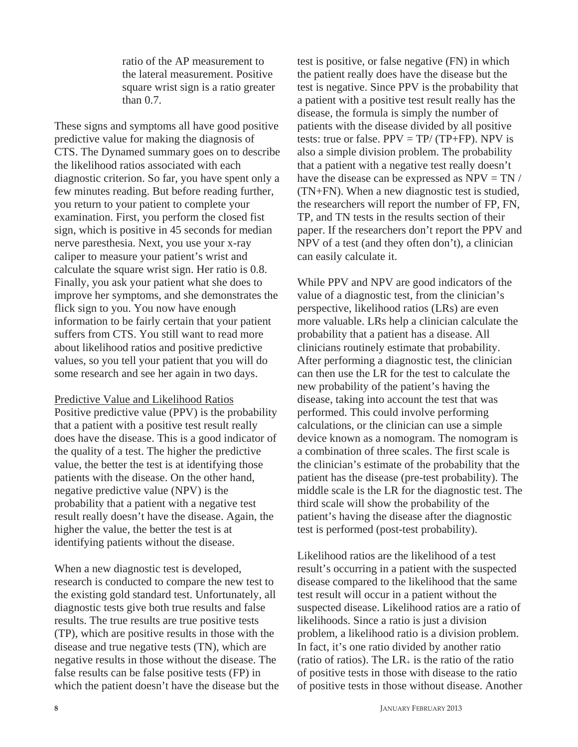ratio of the AP measurement to the lateral measurement. Positive square wrist sign is a ratio greater than 0.7.

These signs and symptoms all have good positive predictive value for making the diagnosis of CTS. The Dynamed summary goes on to describe the likelihood ratios associated with each diagnostic criterion. So far, you have spent only a few minutes reading. But before reading further, you return to your patient to complete your examination. First, you perform the closed fist sign, which is positive in 45 seconds for median nerve paresthesia. Next, you use your x-ray caliper to measure your patient's wrist and calculate the square wrist sign. Her ratio is 0.8. Finally, you ask your patient what she does to improve her symptoms, and she demonstrates the flick sign to you. You now have enough information to be fairly certain that your patient suffers from CTS. You still want to read more about likelihood ratios and positive predictive values, so you tell your patient that you will do some research and see her again in two days.

## Predictive Value and Likelihood Ratios

Positive predictive value (PPV) is the probability that a patient with a positive test result really does have the disease. This is a good indicator of the quality of a test. The higher the predictive value, the better the test is at identifying those patients with the disease. On the other hand, negative predictive value (NPV) is the probability that a patient with a negative test result really doesn't have the disease. Again, the higher the value, the better the test is at identifying patients without the disease.

When a new diagnostic test is developed, research is conducted to compare the new test to the existing gold standard test. Unfortunately, all diagnostic tests give both true results and false results. The true results are true positive tests (TP), which are positive results in those with the disease and true negative tests (TN), which are negative results in those without the disease. The false results can be false positive tests (FP) in which the patient doesn't have the disease but the test is positive, or false negative (FN) in which the patient really does have the disease but the test is negative. Since PPV is the probability that a patient with a positive test result really has the disease, the formula is simply the number of patients with the disease divided by all positive tests: true or false. $PPV = TP/ (TP+FP)$. NPV is also a simple division problem. The probability that a patient with a negative test really doesn't have the disease can be expressed as $NPV = TN / (TN+FN)$. When a new diagnostic test is studied, the researchers will report the number of FP, FN, TP, and TN tests in the results section of their paper. If the researchers don't report the PPV and NPV of a test (and they often don't), a clinician can easily calculate it.

While PPV and NPV are good indicators of the value of a diagnostic test, from the clinician's perspective, likelihood ratios (LRs) are even more valuable. LRs help a clinician calculate the probability that a patient has a disease. All clinicians routinely estimate that probability. After performing a diagnostic test, the clinician can then use the LR for the test to calculate the new probability of the patient's having the disease, taking into account the test that was performed. This could involve performing calculations, or the clinician can use a simple device known as a nomogram. The nomogram is a combination of three scales. The first scale is the clinician's estimate of the probability that the patient has the disease (pre-test probability). The middle scale is the LR for the diagnostic test. The third scale will show the probability of the patient's having the disease after the diagnostic test is performed (post-test probability).

Likelihood ratios are the likelihood of a test result's occurring in a patient with the suspected disease compared to the likelihood that the same test result will occur in a patient without the suspected disease. Likelihood ratios are a ratio of likelihoods. Since a ratio is just a division problem, a likelihood ratio is a division problem. In fact, it's one ratio divided by another ratio (ratio of ratios). The $LR_+$ is the ratio of the ratio of positive tests in those with disease to the ratio of positive tests in those without disease. Another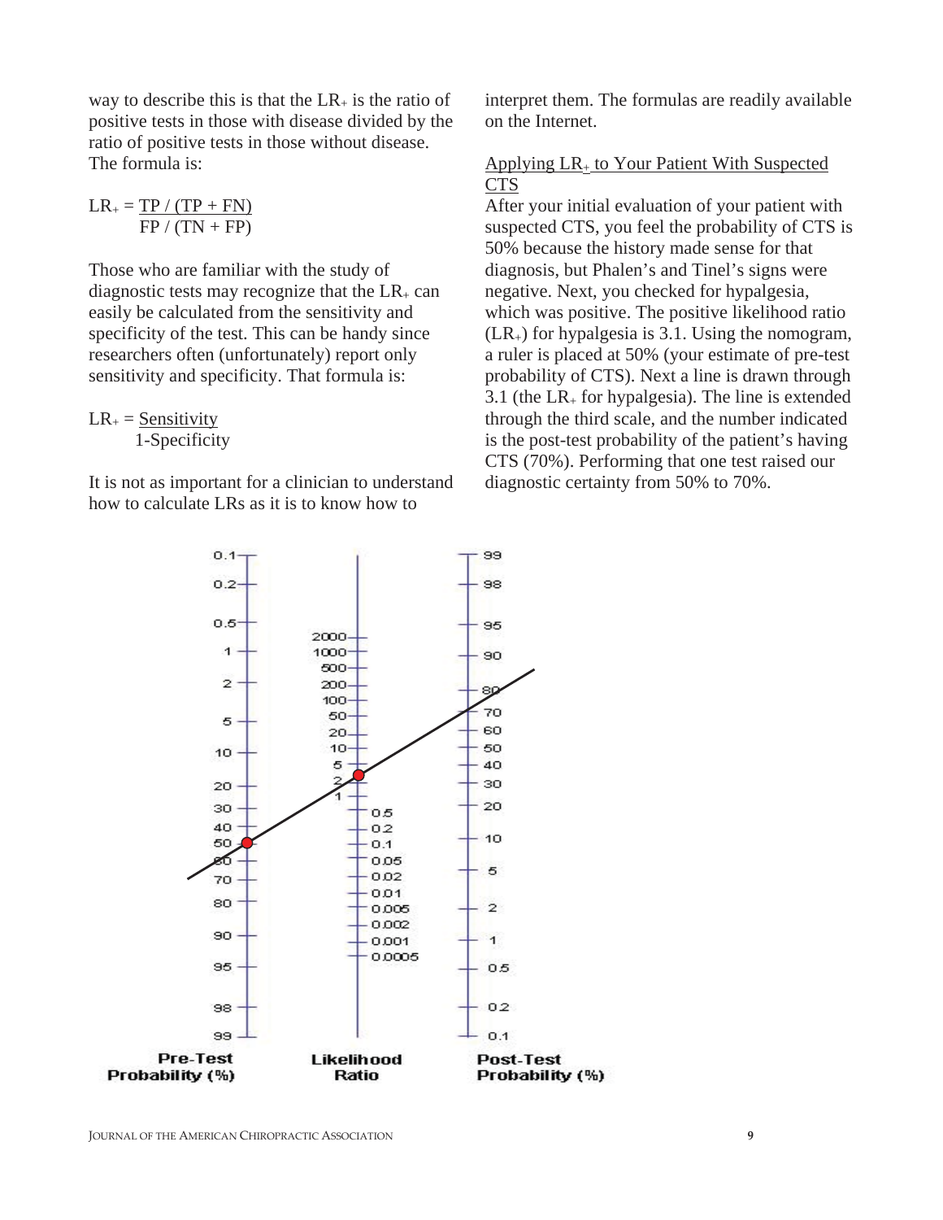way to describe this is that the $LR_+$ is the ratio of positive tests in those with disease divided by the ratio of positive tests in those without disease. The formula is:

$$LR_+ = \frac{TP / (TP + FN)}{FP / (TN + FP)}$$

Those who are familiar with the study of diagnostic tests may recognize that the $LR_+$ can easily be calculated from the sensitivity and specificity of the test. This can be handy since researchers often (unfortunately) report only sensitivity and specificity. That formula is:

$$LR_+ = \frac{\text{Sensitivity}}{1\text{-Specificity}}$$

It is not as important for a clinician to understand how to calculate LRs as it is to know how to interpret them. The formulas are readily available on the Internet.

Applying $LR_+$ to Your Patient With Suspected CTS

After your initial evaluation of your patient with suspected CTS, you feel the probability of CTS is 50% because the history made sense for that diagnosis, but Phalen's and Tinel's signs were negative. Next, you checked for hypalgesia, which was positive. The positive likelihood ratio ($LR_+$) for hypalgesia is 3.1. Using the nomogram, a ruler is placed at 50% (your estimate of pre-test probability of CTS). Next a line is drawn through 3.1 (the $LR_+$ for hypalgesia). The line is extended through the third scale, and the number indicated is the post-test probability of the patient's having CTS (70%). Performing that one test raised our diagnostic certainty from 50% to 70%.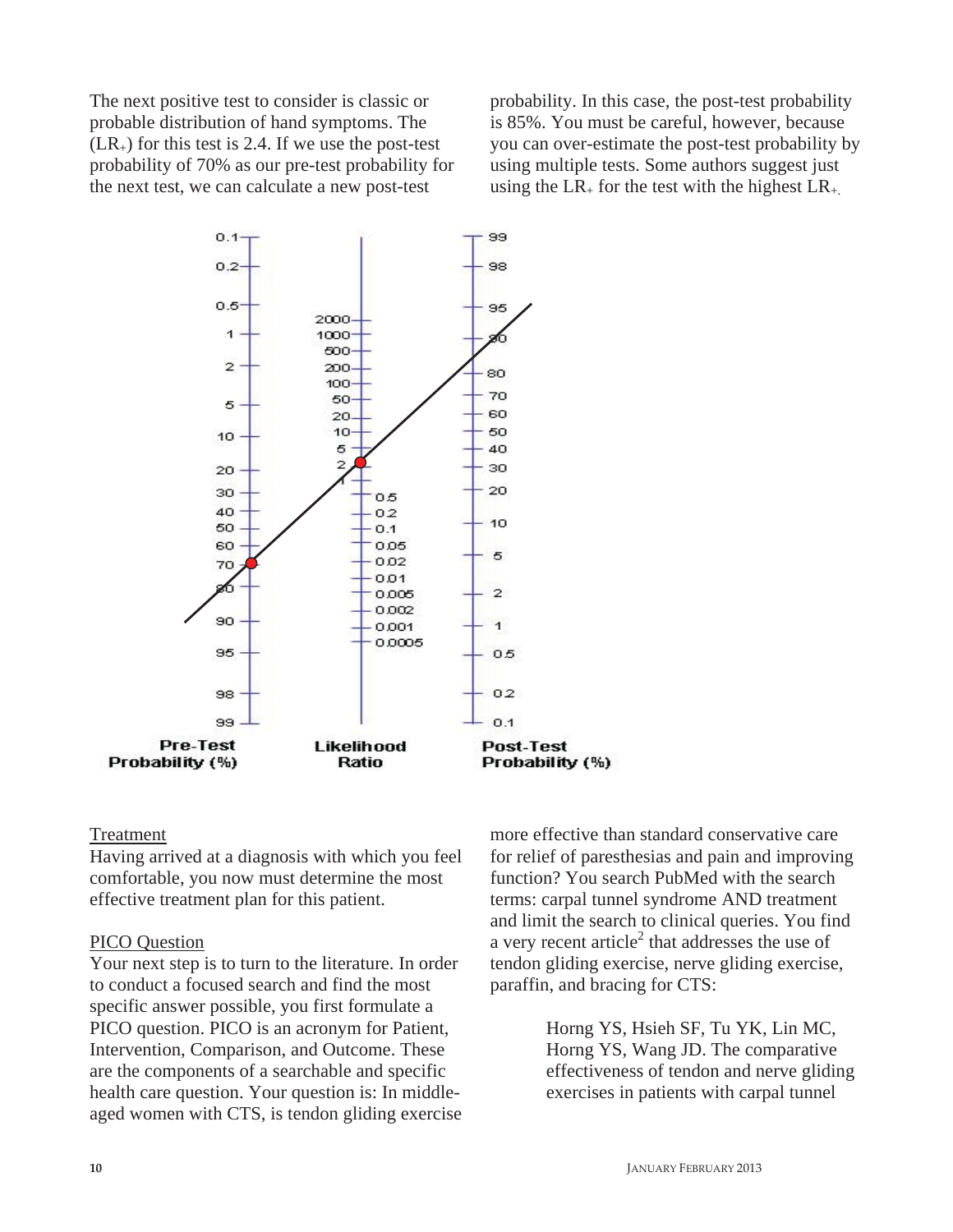The next positive test to consider is classic or probable distribution of hand symptoms. The ($LR_+$) for this test is 2.4. If we use the post-test probability of 70% as our pre-test probability for the next test, we can calculate a new post-test probability. In this case, the post-test probability is 85%. You must be careful, however, because you can over-estimate the post-test probability by using multiple tests. Some authors suggest just using the $LR_+$ for the test with the highest $LR_+$.

Pre-Test Probability (%) | Likelihood Ratio | Post-Test Probability (%)

## Treatment

Having arrived at a diagnosis with which you feel comfortable, you now must determine the most effective treatment plan for this patient.

## PICO Question

Your next step is to turn to the literature. In order to conduct a focused search and find the most specific answer possible, you first formulate a PICO question. PICO is an acronym for Patient, Intervention, Comparison, and Outcome. These are the components of a searchable and specific health care question. Your question is: In middle-aged women with CTS, is tendon gliding exercise more effective than standard conservative care for relief of paresthesias and pain and improving function? You search PubMed with the search terms: carpal tunnel syndrome AND treatment and limit the search to clinical queries. You find a very recent article[2] that addresses the use of tendon gliding exercise, nerve gliding exercise, paraffin, and bracing for CTS:

> Horng YS, Hsieh SF, Tu YK, Lin MC, Horng YS, Wang JD. The comparative effectiveness of tendon and nerve gliding exercises in patients with carpal tunnel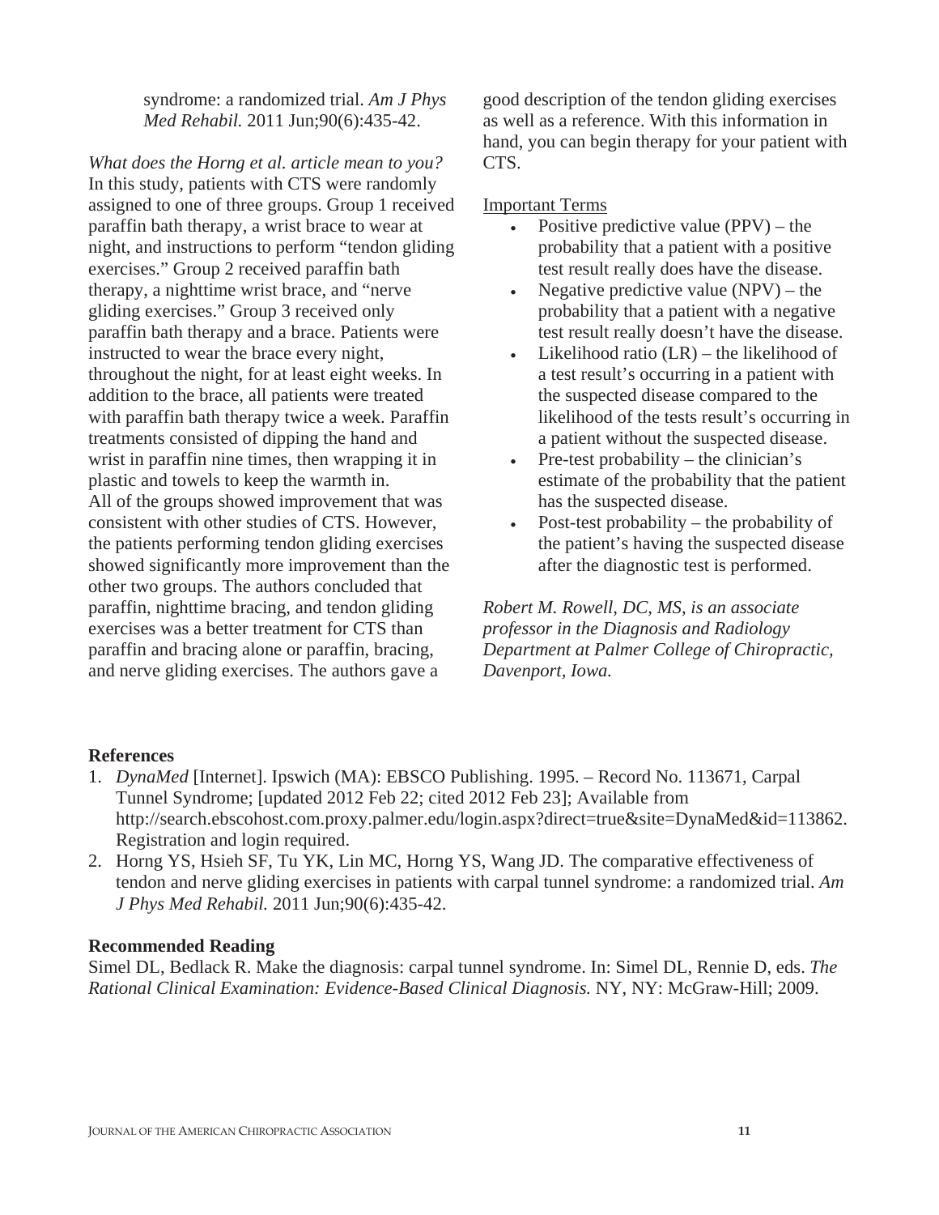syndrome: a randomized trial. *Am J Phys Med Rehabil.* 2011 Jun;90(6):435-42.

*What does the Horng et al. article mean to you?* In this study, patients with CTS were randomly assigned to one of three groups. Group 1 received paraffin bath therapy, a wrist brace to wear at night, and instructions to perform "tendon gliding exercises." Group 2 received paraffin bath therapy, a nighttime wrist brace, and "nerve gliding exercises." Group 3 received only paraffin bath therapy and a brace. Patients were instructed to wear the brace every night, throughout the night, for at least eight weeks. In addition to the brace, all patients were treated with paraffin bath therapy twice a week. Paraffin treatments consisted of dipping the hand and wrist in paraffin nine times, then wrapping it in plastic and towels to keep the warmth in. All of the groups showed improvement that was consistent with other studies of CTS. However, the patients performing tendon gliding exercises showed significantly more improvement than the other two groups. The authors concluded that paraffin, nighttime bracing, and tendon gliding exercises was a better treatment for CTS than paraffin and bracing alone or paraffin, bracing, and nerve gliding exercises. The authors gave a good description of the tendon gliding exercises as well as a reference. With this information in hand, you can begin therapy for your patient with CTS.

Important Terms

- Positive predictive value (PPV) – the probability that a patient with a positive test result really does have the disease.
- Negative predictive value (NPV) – the probability that a patient with a negative test result really doesn't have the disease.
- Likelihood ratio (LR) – the likelihood of a test result's occurring in a patient with the suspected disease compared to the likelihood of the tests result's occurring in a patient without the suspected disease.
- Pre-test probability – the clinician's estimate of the probability that the patient has the suspected disease.
- Post-test probability – the probability of the patient's having the suspected disease after the diagnostic test is performed.

*Robert M. Rowell, DC, MS, is an associate professor in the Diagnosis and Radiology Department at Palmer College of Chiropractic, Davenport, Iowa.*

**References**

1. *DynaMed* [Internet]. Ipswich (MA): EBSCO Publishing. 1995. – Record No. 113671, Carpal Tunnel Syndrome; [updated 2012 Feb 22; cited 2012 Feb 23]; Available from http://search.ebscohost.com.proxy.palmer.edu/login.aspx?direct=true&site=DynaMed&id=113862. Registration and login required.
2. Horng YS, Hsieh SF, Tu YK, Lin MC, Horng YS, Wang JD. The comparative effectiveness of tendon and nerve gliding exercises in patients with carpal tunnel syndrome: a randomized trial. *Am J Phys Med Rehabil.* 2011 Jun;90(6):435-42.

**Recommended Reading**

Simel DL, Bedlack R. Make the diagnosis: carpal tunnel syndrome. In: Simel DL, Rennie D, eds. *The Rational Clinical Examination: Evidence-Based Clinical Diagnosis.* NY, NY: McGraw-Hill; 2009.